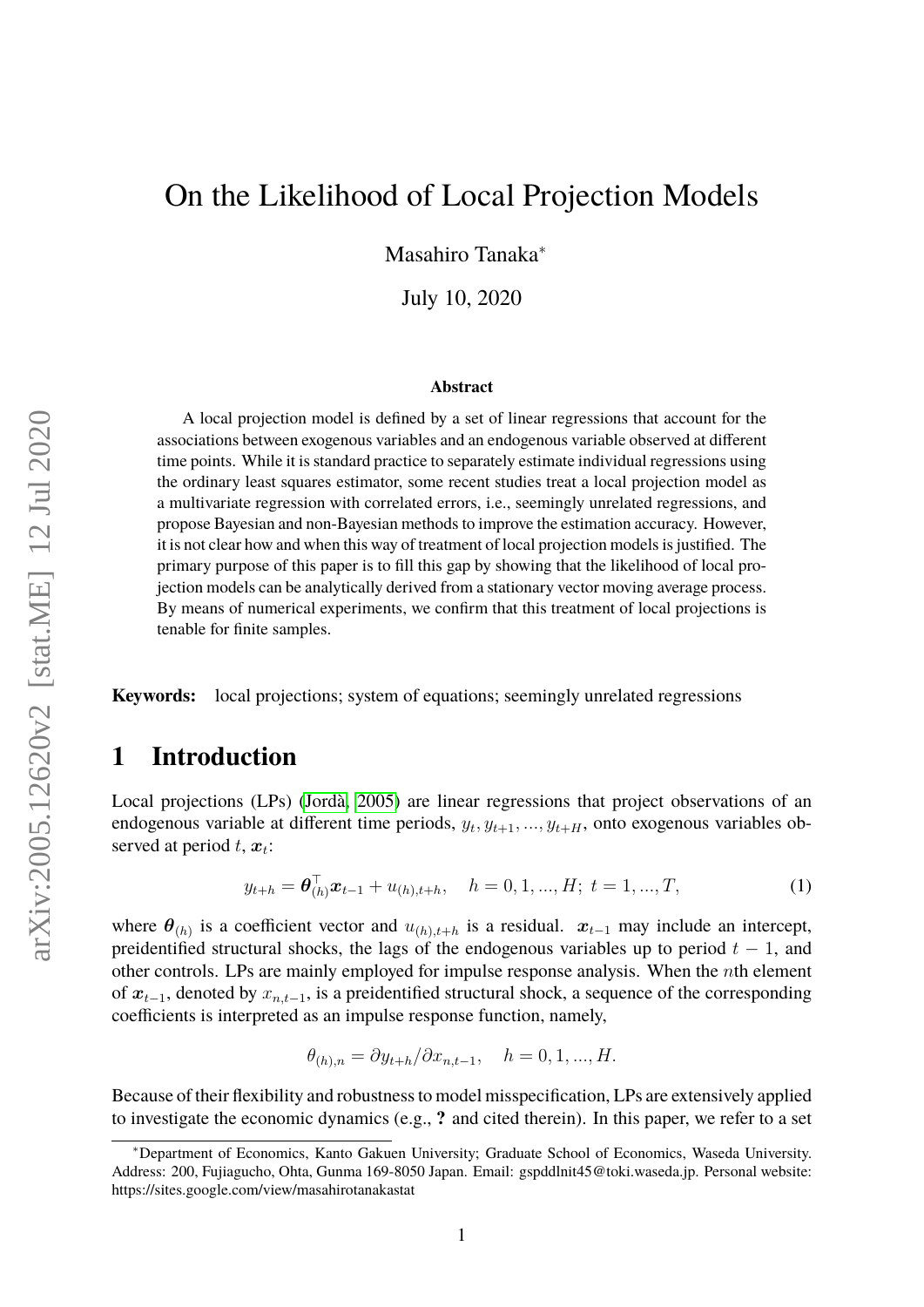// arXiv:2005.12620v2 [stat.ME] 12 Jul 2020

# On the Likelihood of Local Projection Models

Masahiro Tanaka[*]

July 10, 2020

### Abstract

A local projection model is defined by a set of linear regressions that account for the associations between exogenous variables and an endogenous variable observed at different time points. While it is standard practice to separately estimate individual regressions using the ordinary least squares estimator, some recent studies treat a local projection model as a multivariate regression with correlated errors, i.e., seemingly unrelated regressions, and propose Bayesian and non-Bayesian methods to improve the estimation accuracy. However, it is not clear how and when this way of treatment of local projection models is justified. The primary purpose of this paper is to fill this gap by showing that the likelihood of local projection models can be analytically derived from a stationary vector moving average process. By means of numerical experiments, we confirm that this treatment of local projections is tenable for finite samples.

**Keywords:** local projections; system of equations; seemingly unrelated regressions

## 1 Introduction

Local projections (LPs) (Jordà, 2005) are linear regressions that project observations of an endogenous variable at different time periods, $y_t, y_{t+1}, ..., y_{t+H}$, onto exogenous variables observed at period $t$, $\boldsymbol{x}_t$:

$$y_{t+h} = \boldsymbol{\theta}_{(h)}^{\top} \boldsymbol{x}_{t-1} + u_{(h),t+h}, \quad h = 0, 1, ..., H; \; t = 1, ..., T, \tag{1}$$

where $\boldsymbol{\theta}_{(h)}$ is a coefficient vector and $u_{(h),t+h}$ is a residual. $\boldsymbol{x}_{t-1}$ may include an intercept, preidentified structural shocks, the lags of the endogenous variables up to period $t-1$, and other controls. LPs are mainly employed for impulse response analysis. When the $n$th element of $\boldsymbol{x}_{t-1}$, denoted by $x_{n,t-1}$, is a preidentified structural shock, a sequence of the corresponding coefficients is interpreted as an impulse response function, namely,

$$\theta_{(h),n} = \partial y_{t+h} / \partial x_{n,t-1}, \quad h = 0, 1, ..., H.$$

Because of their flexibility and robustness to model misspecification, LPs are extensively applied to investigate the economic dynamics (e.g., **?** and cited therein). In this paper, we refer to a set

[*]Department of Economics, Kanto Gakuen University; Graduate School of Economics, Waseda University. Address: 200, Fujiagucho, Ohta, Gunma 169-8050 Japan. Email: gspddlnit45@toki.waseda.jp. Personal website: https://sites.google.com/view/masahirotanakastat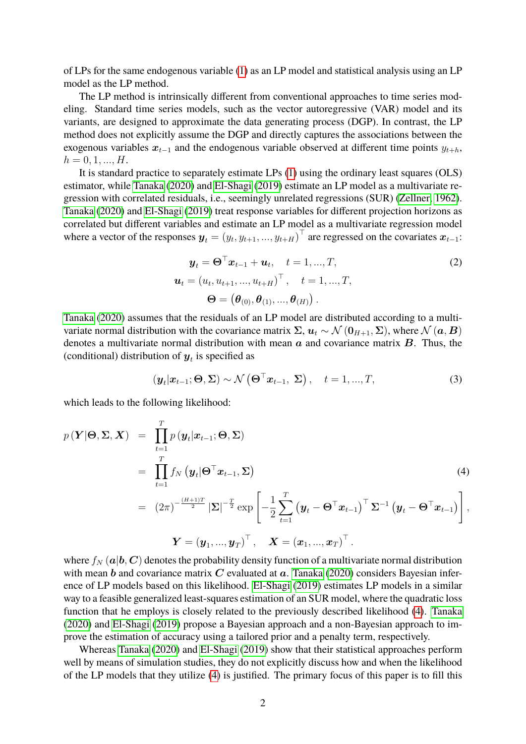of LPs for the same endogenous variable (1) as an LP model and statistical analysis using an LP model as the LP method.

The LP method is intrinsically different from conventional approaches to time series modeling. Standard time series models, such as the vector autoregressive (VAR) model and its variants, are designed to approximate the data generating process (DGP). In contrast, the LP method does not explicitly assume the DGP and directly captures the associations between the exogenous variables $\boldsymbol{x}_{t-1}$ and the endogenous variable observed at different time points $y_{t+h}$, $h = 0, 1, ..., H$.

It is standard practice to separately estimate LPs (1) using the ordinary least squares (OLS) estimator, while Tanaka (2020) and El-Shagi (2019) estimate an LP model as a multivariate regression with correlated residuals, i.e., seemingly unrelated regressions (SUR) (Zellner, 1962). Tanaka (2020) and El-Shagi (2019) treat response variables for different projection horizons as correlated but different variables and estimate an LP model as a multivariate regression model where a vector of the responses $\boldsymbol{y}_t = (y_t, y_{t+1}, ..., y_{t+H})^\top$ are regressed on the covariates $\boldsymbol{x}_{t-1}$:

$$
\begin{aligned}
\boldsymbol{y}_t &= \boldsymbol{\Theta}^\top \boldsymbol{x}_{t-1} + \boldsymbol{u}_t, \quad t = 1, ..., T, \\
\boldsymbol{u}_t &= (u_t, u_{t+1}, ..., u_{t+H})^\top, \quad t = 1, ..., T, \\
\boldsymbol{\Theta} &= \left(\boldsymbol{\theta}_{(0)}, \boldsymbol{\theta}_{(1)}, ..., \boldsymbol{\theta}_{(H)}\right).
\end{aligned} \tag{2}
$$

Tanaka (2020) assumes that the residuals of an LP model are distributed according to a multivariate normal distribution with the covariance matrix $\boldsymbol{\Sigma}$, $\boldsymbol{u}_t \sim \mathcal{N}(\boldsymbol{0}_{H+1}, \boldsymbol{\Sigma})$, where $\mathcal{N}(\boldsymbol{a}, \boldsymbol{B})$ denotes a multivariate normal distribution with mean $\boldsymbol{a}$ and covariance matrix $\boldsymbol{B}$. Thus, the (conditional) distribution of $\boldsymbol{y}_t$ is specified as

$$
(\boldsymbol{y}_t | \boldsymbol{x}_{t-1}; \boldsymbol{\Theta}, \boldsymbol{\Sigma}) \sim \mathcal{N}\left(\boldsymbol{\Theta}^\top \boldsymbol{x}_{t-1}, \ \boldsymbol{\Sigma}\right), \quad t = 1, ..., T, \tag{3}
$$

which leads to the following likelihood:

$$
\begin{aligned}
p(\boldsymbol{Y} | \boldsymbol{\Theta}, \boldsymbol{\Sigma}, \boldsymbol{X}) &= \prod_{t=1}^{T} p(\boldsymbol{y}_t | \boldsymbol{x}_{t-1}; \boldsymbol{\Theta}, \boldsymbol{\Sigma}) \\
&= \prod_{t=1}^{T} f_N\left(\boldsymbol{y}_t | \boldsymbol{\Theta}^\top \boldsymbol{x}_{t-1}, \boldsymbol{\Sigma}\right) \\
&= (2\pi)^{-\frac{(H+1)T}{2}} |\boldsymbol{\Sigma}|^{-\frac{T}{2}} \exp\left[-\frac{1}{2} \sum_{t=1}^{T} \left(\boldsymbol{y}_t - \boldsymbol{\Theta}^\top \boldsymbol{x}_{t-1}\right)^\top \boldsymbol{\Sigma}^{-1} \left(\boldsymbol{y}_t - \boldsymbol{\Theta}^\top \boldsymbol{x}_{t-1}\right)\right],
\end{aligned} \tag{4}
$$

$$
\boldsymbol{Y} = (\boldsymbol{y}_1, ..., \boldsymbol{y}_T)^\top, \quad \boldsymbol{X} = (\boldsymbol{x}_1, ..., \boldsymbol{x}_T)^\top.
$$

where $f_N(\boldsymbol{a} | \boldsymbol{b}, \boldsymbol{C})$ denotes the probability density function of a multivariate normal distribution with mean $\boldsymbol{b}$ and covariance matrix $\boldsymbol{C}$ evaluated at $\boldsymbol{a}$. Tanaka (2020) considers Bayesian inference of LP models based on this likelihood. El-Shagi (2019) estimates LP models in a similar way to a feasible generalized least-squares estimation of an SUR model, where the quadratic loss function that he employs is closely related to the previously described likelihood (4). Tanaka (2020) and El-Shagi (2019) propose a Bayesian approach and a non-Bayesian approach to improve the estimation of accuracy using a tailored prior and a penalty term, respectively.

Whereas Tanaka (2020) and El-Shagi (2019) show that their statistical approaches perform well by means of simulation studies, they do not explicitly discuss how and when the likelihood of the LP models that they utilize (4) is justified. The primary focus of this paper is to fill this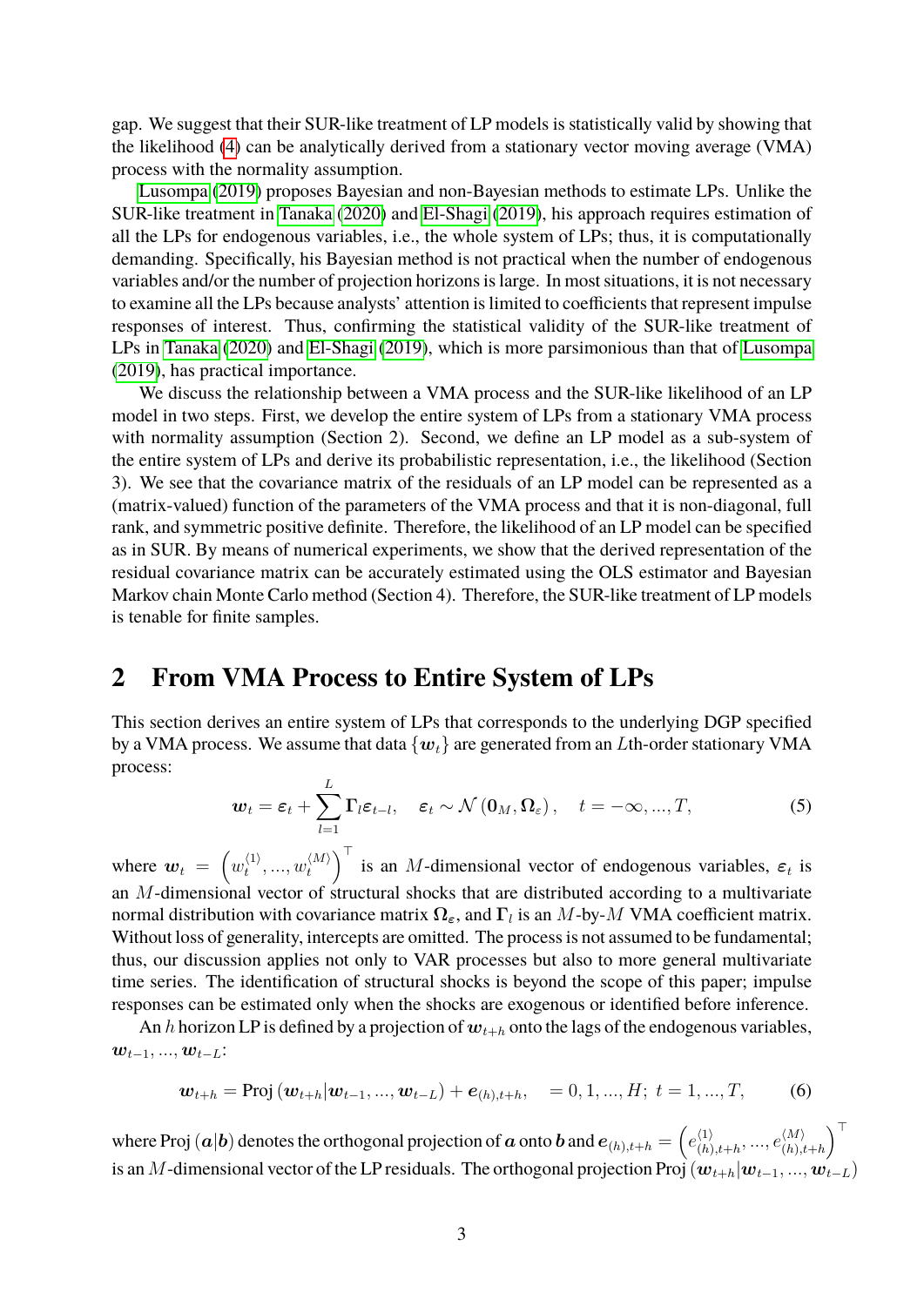gap. We suggest that their SUR-like treatment of LP models is statistically valid by showing that the likelihood (4) can be analytically derived from a stationary vector moving average (VMA) process with the normality assumption.

Lusompa (2019) proposes Bayesian and non-Bayesian methods to estimate LPs. Unlike the SUR-like treatment in Tanaka (2020) and El-Shagi (2019), his approach requires estimation of all the LPs for endogenous variables, i.e., the whole system of LPs; thus, it is computationally demanding. Specifically, his Bayesian method is not practical when the number of endogenous variables and/or the number of projection horizons is large. In most situations, it is not necessary to examine all the LPs because analysts' attention is limited to coefficients that represent impulse responses of interest. Thus, confirming the statistical validity of the SUR-like treatment of LPs in Tanaka (2020) and El-Shagi (2019), which is more parsimonious than that of Lusompa (2019), has practical importance.

We discuss the relationship between a VMA process and the SUR-like likelihood of an LP model in two steps. First, we develop the entire system of LPs from a stationary VMA process with normality assumption (Section 2). Second, we define an LP model as a sub-system of the entire system of LPs and derive its probabilistic representation, i.e., the likelihood (Section 3). We see that the covariance matrix of the residuals of an LP model can be represented as a (matrix-valued) function of the parameters of the VMA process and that it is non-diagonal, full rank, and symmetric positive definite. Therefore, the likelihood of an LP model can be specified as in SUR. By means of numerical experiments, we show that the derived representation of the residual covariance matrix can be accurately estimated using the OLS estimator and Bayesian Markov chain Monte Carlo method (Section 4). Therefore, the SUR-like treatment of LP models is tenable for finite samples.

## 2 From VMA Process to Entire System of LPs

This section derives an entire system of LPs that corresponds to the underlying DGP specified by a VMA process. We assume that data $\{\boldsymbol{w}_t\}$ are generated from an $L$th-order stationary VMA process:

$$\boldsymbol{w}_t = \boldsymbol{\varepsilon}_t + \sum_{l=1}^{L} \boldsymbol{\Gamma}_l \boldsymbol{\varepsilon}_{t-l}, \quad \boldsymbol{\varepsilon}_t \sim \mathcal{N}\left(\boldsymbol{0}_M, \boldsymbol{\Omega}_\varepsilon\right), \quad t = -\infty, ..., T, \tag{5}$$

where $\boldsymbol{w}_t = \left(w_t^{\langle 1 \rangle}, ..., w_t^{\langle M \rangle}\right)^\top$ is an $M$-dimensional vector of endogenous variables, $\boldsymbol{\varepsilon}_t$ is an $M$-dimensional vector of structural shocks that are distributed according to a multivariate normal distribution with covariance matrix $\boldsymbol{\Omega}_{\boldsymbol{\varepsilon}}$, and $\boldsymbol{\Gamma}_l$ is an $M$-by-$M$ VMA coefficient matrix. Without loss of generality, intercepts are omitted. The process is not assumed to be fundamental; thus, our discussion applies not only to VAR processes but also to more general multivariate time series. The identification of structural shocks is beyond the scope of this paper; impulse responses can be estimated only when the shocks are exogenous or identified before inference.

An $h$ horizon LP is defined by a projection of $\boldsymbol{w}_{t+h}$ onto the lags of the endogenous variables, $\boldsymbol{w}_{t-1}, ..., \boldsymbol{w}_{t-L}$:

$$\boldsymbol{w}_{t+h} = \text{Proj}\left(\boldsymbol{w}_{t+h} | \boldsymbol{w}_{t-1}, ..., \boldsymbol{w}_{t-L}\right) + \boldsymbol{e}_{(h),t+h}, \quad = 0, 1, ..., H; \; t = 1, ..., T, \tag{6}$$

where Proj $(\boldsymbol{a}|\boldsymbol{b})$ denotes the orthogonal projection of $\boldsymbol{a}$ onto $\boldsymbol{b}$ and $\boldsymbol{e}_{(h),t+h} = \left(e_{(h),t+h}^{\langle 1 \rangle}, ..., e_{(h),t+h}^{\langle M \rangle}\right)^\top$ is an $M$-dimensional vector of the LP residuals. The orthogonal projection Proj $\left(\boldsymbol{w}_{t+h} | \boldsymbol{w}_{t-1}, ..., \boldsymbol{w}_{t-L}\right)$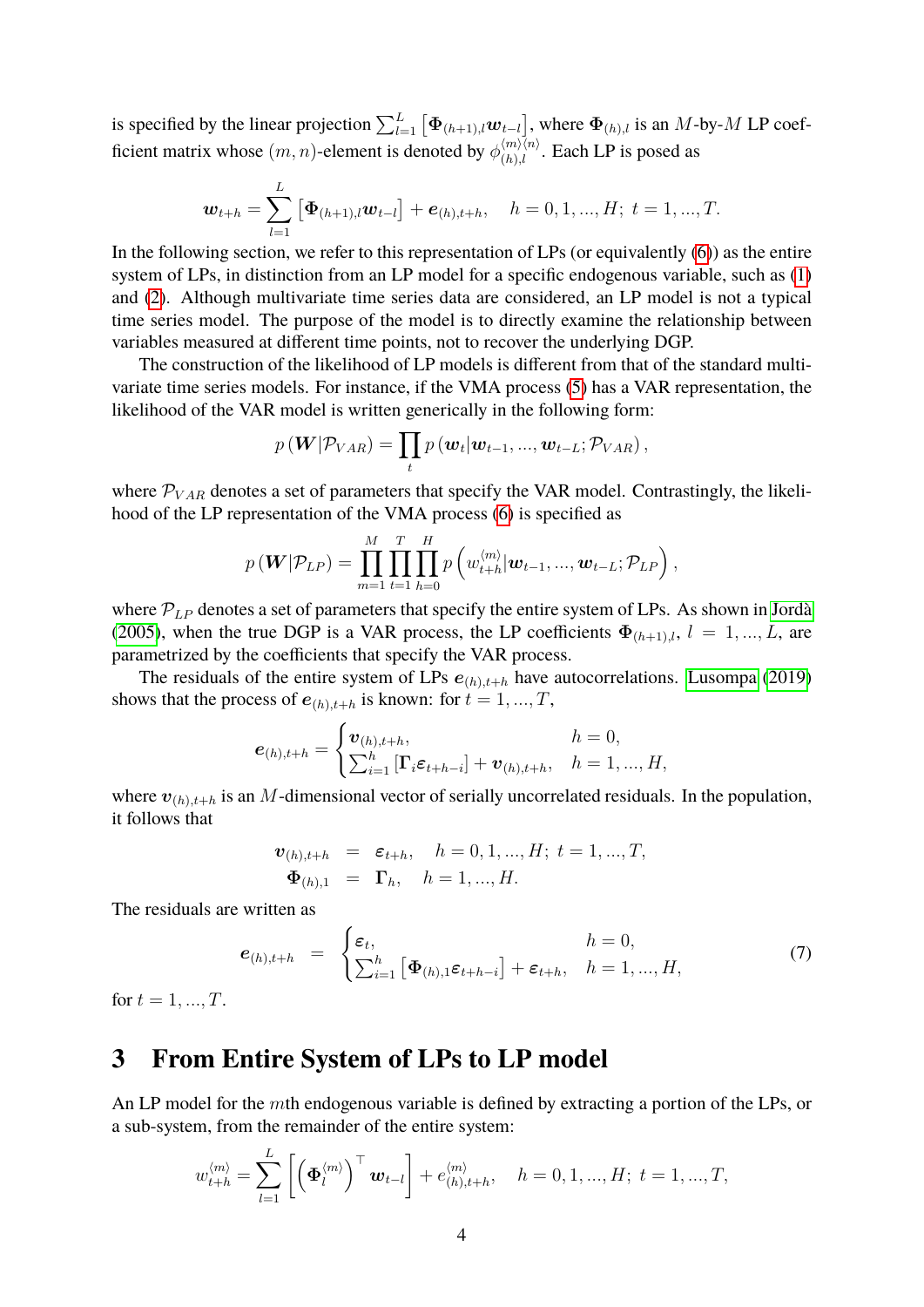is specified by the linear projection $\sum_{l=1}^{L}\left[\boldsymbol{\Phi}_{(h+1),l}\boldsymbol{w}_{t-l}\right]$, where $\boldsymbol{\Phi}_{(h),l}$ is an $M$-by-$M$ LP coefficient matrix whose $(m,n)$-element is denoted by $\phi_{(h),l}^{\langle m\rangle\langle n\rangle}$. Each LP is posed as

$$\boldsymbol{w}_{t+h}=\sum_{l=1}^{L}\left[\boldsymbol{\Phi}_{(h+1),l}\boldsymbol{w}_{t-l}\right]+\boldsymbol{e}_{(h),t+h},\quad h=0,1,...,H;\ t=1,...,T.$$

In the following section, we refer to this representation of LPs (or equivalently (6)) as the entire system of LPs, in distinction from an LP model for a specific endogenous variable, such as (1) and (2). Although multivariate time series data are considered, an LP model is not a typical time series model. The purpose of the model is to directly examine the relationship between variables measured at different time points, not to recover the underlying DGP.

The construction of the likelihood of LP models is different from that of the standard multivariate time series models. For instance, if the VMA process (5) has a VAR representation, the likelihood of the VAR model is written generically in the following form:

$$p\left(\boldsymbol{W}|\mathcal{P}_{VAR}\right)=\prod_{t}p\left(\boldsymbol{w}_t|\boldsymbol{w}_{t-1},...,\boldsymbol{w}_{t-L};\mathcal{P}_{VAR}\right),$$

where $\mathcal{P}_{VAR}$ denotes a set of parameters that specify the VAR model. Contrastingly, the likelihood of the LP representation of the VMA process (6) is specified as

$$p\left(\boldsymbol{W}|\mathcal{P}_{LP}\right)=\prod_{m=1}^{M}\prod_{t=1}^{T}\prod_{h=0}^{H}p\left(w_{t+h}^{\langle m\rangle}|\boldsymbol{w}_{t-1},...,\boldsymbol{w}_{t-L};\mathcal{P}_{LP}\right),$$

where $\mathcal{P}_{LP}$ denotes a set of parameters that specify the entire system of LPs. As shown in Jordà (2005), when the true DGP is a VAR process, the LP coefficients $\boldsymbol{\Phi}_{(h+1),l}$, $l=1,...,L$, are parametrized by the coefficients that specify the VAR process.

The residuals of the entire system of LPs $\boldsymbol{e}_{(h),t+h}$ have autocorrelations. Lusompa (2019) shows that the process of $\boldsymbol{e}_{(h),t+h}$ is known: for $t=1,...,T$,

$$\boldsymbol{e}_{(h),t+h}=\begin{cases}\boldsymbol{v}_{(h),t+h}, & h=0,\\ \sum_{i=1}^{h}\left[\boldsymbol{\Gamma}_i\boldsymbol{\varepsilon}_{t+h-i}\right]+\boldsymbol{v}_{(h),t+h}, & h=1,...,H,\end{cases}$$

where $\boldsymbol{v}_{(h),t+h}$ is an $M$-dimensional vector of serially uncorrelated residuals. In the population, it follows that

$$\begin{aligned}\boldsymbol{v}_{(h),t+h} &= \boldsymbol{\varepsilon}_{t+h},\quad h=0,1,...,H;\ t=1,...,T,\\ \boldsymbol{\Phi}_{(h),1} &= \boldsymbol{\Gamma}_h,\quad h=1,...,H.\end{aligned}$$

The residuals are written as

$$\boldsymbol{e}_{(h),t+h}=\begin{cases}\boldsymbol{\varepsilon}_t, & h=0,\\ \sum_{i=1}^{h}\left[\boldsymbol{\Phi}_{(h),1}\boldsymbol{\varepsilon}_{t+h-i}\right]+\boldsymbol{\varepsilon}_{t+h}, & h=1,...,H,\end{cases}\tag{7}$$

for $t=1,...,T$.

# 3 From Entire System of LPs to LP model

An LP model for the $m$th endogenous variable is defined by extracting a portion of the LPs, or a sub-system, from the remainder of the entire system:

$$w_{t+h}^{\langle m\rangle}=\sum_{l=1}^{L}\left[\left(\boldsymbol{\Phi}_l^{\langle m\rangle}\right)^{\top}\boldsymbol{w}_{t-l}\right]+e_{(h),t+h}^{\langle m\rangle},\quad h=0,1,...,H;\ t=1,...,T,$$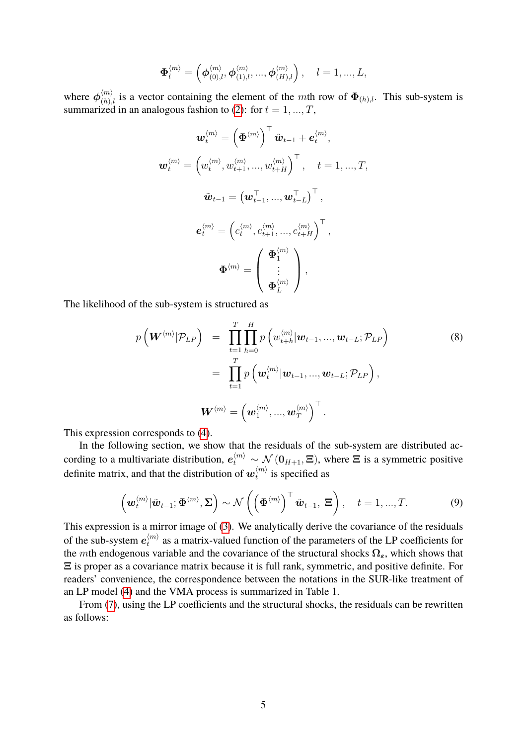$$\boldsymbol{\Phi}_l^{\langle m \rangle} = \left( \boldsymbol{\phi}_{(0),l}^{\langle m \rangle}, \boldsymbol{\phi}_{(1),l}^{\langle m \rangle}, ..., \boldsymbol{\phi}_{(H),l}^{\langle m \rangle} \right), \quad l = 1, ..., L,$$

where $\boldsymbol{\phi}_{(h),l}^{\langle m \rangle}$ is a vector containing the element of the $m$th row of $\boldsymbol{\Phi}_{(h),l}$. This sub-system is summarized in an analogous fashion to (2): for $t = 1, ..., T$,

$$\boldsymbol{w}_t^{\langle m \rangle} = \left( \boldsymbol{\Phi}^{\langle m \rangle} \right)^\top \tilde{\boldsymbol{w}}_{t-1} + \boldsymbol{e}_t^{\langle m \rangle},$$

$$\boldsymbol{w}_t^{\langle m \rangle} = \left( w_t^{\langle m \rangle}, w_{t+1}^{\langle m \rangle}, ..., w_{t+H}^{\langle m \rangle} \right)^\top, \quad t = 1, ..., T,$$

$$\tilde{\boldsymbol{w}}_{t-1} = \left( \boldsymbol{w}_{t-1}^\top, ..., \boldsymbol{w}_{t-L}^\top \right)^\top,$$

$$\boldsymbol{e}_t^{\langle m \rangle} = \left( e_t^{\langle m \rangle}, e_{t+1}^{\langle m \rangle}, ..., e_{t+H}^{\langle m \rangle} \right)^\top,$$

$$\boldsymbol{\Phi}^{\langle m \rangle} = \begin{pmatrix} \boldsymbol{\Phi}_1^{\langle m \rangle} \\ \vdots \\ \boldsymbol{\Phi}_L^{\langle m \rangle} \end{pmatrix},$$

The likelihood of the sub-system is structured as

$$\begin{aligned} p\left( \boldsymbol{W}^{\langle m \rangle} | \mathcal{P}_{LP} \right) &= \prod_{t=1}^{T} \prod_{h=0}^{H} p\left( w_{t+h}^{\langle m \rangle} | \boldsymbol{w}_{t-1}, ..., \boldsymbol{w}_{t-L}; \mathcal{P}_{LP} \right) \\ &= \prod_{t=1}^{T} p\left( \boldsymbol{w}_t^{\langle m \rangle} | \boldsymbol{w}_{t-1}, ..., \boldsymbol{w}_{t-L}; \mathcal{P}_{LP} \right), \end{aligned} \tag{8}$$

$$\boldsymbol{W}^{\langle m \rangle} = \left( \boldsymbol{w}_1^{\langle m \rangle}, ..., \boldsymbol{w}_T^{\langle m \rangle} \right)^\top.$$

This expression corresponds to (4).

In the following section, we show that the residuals of the sub-system are distributed according to a multivariate distribution, $\boldsymbol{e}_t^{\langle m \rangle} \sim \mathcal{N}\left( \boldsymbol{0}_{H+1}, \boldsymbol{\Xi} \right)$, where $\boldsymbol{\Xi}$ is a symmetric positive definite matrix, and that the distribution of $\boldsymbol{w}_t^{\langle m \rangle}$ is specified as

$$\left( \boldsymbol{w}_t^{\langle m \rangle} | \tilde{\boldsymbol{w}}_{t-1}; \boldsymbol{\Phi}^{\langle m \rangle}, \boldsymbol{\Sigma} \right) \sim \mathcal{N}\left( \left( \boldsymbol{\Phi}^{\langle m \rangle} \right)^\top \tilde{\boldsymbol{w}}_{t-1}, \ \boldsymbol{\Xi} \right), \quad t = 1, ..., T. \tag{9}$$

This expression is a mirror image of (3). We analytically derive the covariance of the residuals of the sub-system $\boldsymbol{e}_t^{\langle m \rangle}$ as a matrix-valued function of the parameters of the LP coefficients for the $m$th endogenous variable and the covariance of the structural shocks $\boldsymbol{\Omega}_{\boldsymbol{\varepsilon}}$, which shows that $\boldsymbol{\Xi}$ is proper as a covariance matrix because it is full rank, symmetric, and positive definite. For readers' convenience, the correspondence between the notations in the SUR-like treatment of an LP model (4) and the VMA process is summarized in Table 1.

From (7), using the LP coefficients and the structural shocks, the residuals can be rewritten as follows: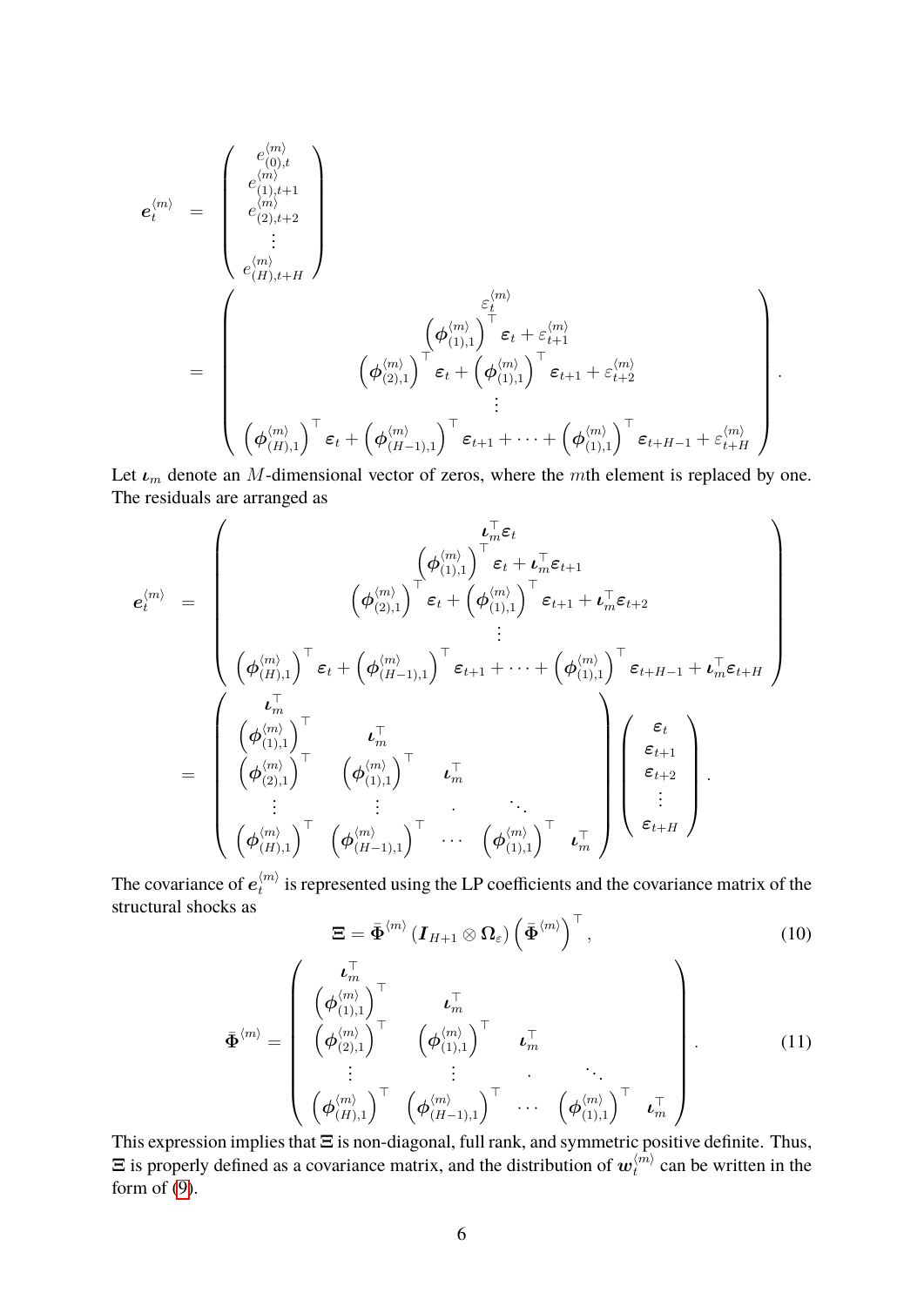$$
\boldsymbol{e}_t^{\langle m\rangle} = \begin{pmatrix} e_{(0),t}^{\langle m\rangle} \\ e_{(1),t+1}^{\langle m\rangle} \\ e_{(2),t+2}^{\langle m\rangle} \\ \vdots \\ e_{(H),t+H}^{\langle m\rangle} \end{pmatrix}
= \begin{pmatrix} \varepsilon_t^{\langle m\rangle} \\ \left(\boldsymbol{\phi}_{(1),1}^{\langle m\rangle}\right)^\top \boldsymbol{\varepsilon}_t + \varepsilon_{t+1}^{\langle m\rangle} \\ \left(\boldsymbol{\phi}_{(2),1}^{\langle m\rangle}\right)^\top \boldsymbol{\varepsilon}_t + \left(\boldsymbol{\phi}_{(1),1}^{\langle m\rangle}\right)^\top \boldsymbol{\varepsilon}_{t+1} + \varepsilon_{t+2}^{\langle m\rangle} \\ \vdots \\ \left(\boldsymbol{\phi}_{(H),1}^{\langle m\rangle}\right)^\top \boldsymbol{\varepsilon}_t + \left(\boldsymbol{\phi}_{(H-1),1}^{\langle m\rangle}\right)^\top \boldsymbol{\varepsilon}_{t+1} + \cdots + \left(\boldsymbol{\phi}_{(1),1}^{\langle m\rangle}\right)^\top \boldsymbol{\varepsilon}_{t+H-1} + \varepsilon_{t+H}^{\langle m\rangle} \end{pmatrix}.
$$

Let $\boldsymbol{\iota}_m$ denote an $M$-dimensional vector of zeros, where the $m$th element is replaced by one. The residuals are arranged as

$$
\boldsymbol{e}_t^{\langle m\rangle} = \begin{pmatrix} \boldsymbol{\iota}_m^\top \boldsymbol{\varepsilon}_t \\ \left(\boldsymbol{\phi}_{(1),1}^{\langle m\rangle}\right)^\top \boldsymbol{\varepsilon}_t + \boldsymbol{\iota}_m^\top \boldsymbol{\varepsilon}_{t+1} \\ \left(\boldsymbol{\phi}_{(2),1}^{\langle m\rangle}\right)^\top \boldsymbol{\varepsilon}_t + \left(\boldsymbol{\phi}_{(1),1}^{\langle m\rangle}\right)^\top \boldsymbol{\varepsilon}_{t+1} + \boldsymbol{\iota}_m^\top \boldsymbol{\varepsilon}_{t+2} \\ \vdots \\ \left(\boldsymbol{\phi}_{(H),1}^{\langle m\rangle}\right)^\top \boldsymbol{\varepsilon}_t + \left(\boldsymbol{\phi}_{(H-1),1}^{\langle m\rangle}\right)^\top \boldsymbol{\varepsilon}_{t+1} + \cdots + \left(\boldsymbol{\phi}_{(1),1}^{\langle m\rangle}\right)^\top \boldsymbol{\varepsilon}_{t+H-1} + \boldsymbol{\iota}_m^\top \boldsymbol{\varepsilon}_{t+H} \end{pmatrix}
= \begin{pmatrix} \boldsymbol{\iota}_m^\top & & & & \\ \left(\boldsymbol{\phi}_{(1),1}^{\langle m\rangle}\right)^\top & \boldsymbol{\iota}_m^\top & & & \\ \left(\boldsymbol{\phi}_{(2),1}^{\langle m\rangle}\right)^\top & \left(\boldsymbol{\phi}_{(1),1}^{\langle m\rangle}\right)^\top & \boldsymbol{\iota}_m^\top & & \\ \vdots & \vdots & . & \ddots & \\ \left(\boldsymbol{\phi}_{(H),1}^{\langle m\rangle}\right)^\top & \left(\boldsymbol{\phi}_{(H-1),1}^{\langle m\rangle}\right)^\top & \cdots & \left(\boldsymbol{\phi}_{(1),1}^{\langle m\rangle}\right)^\top & \boldsymbol{\iota}_m^\top \end{pmatrix} \begin{pmatrix} \boldsymbol{\varepsilon}_t \\ \boldsymbol{\varepsilon}_{t+1} \\ \boldsymbol{\varepsilon}_{t+2} \\ \vdots \\ \boldsymbol{\varepsilon}_{t+H} \end{pmatrix}.
$$

The covariance of $\boldsymbol{e}_t^{\langle m\rangle}$ is represented using the LP coefficients and the covariance matrix of the structural shocks as

$$
\boldsymbol{\Xi} = \bar{\boldsymbol{\Phi}}^{\langle m\rangle} \left(\boldsymbol{I}_{H+1} \otimes \boldsymbol{\Omega}_\varepsilon\right) \left(\bar{\boldsymbol{\Phi}}^{\langle m\rangle}\right)^\top, \tag{10}
$$

$$
\bar{\boldsymbol{\Phi}}^{\langle m\rangle} = \begin{pmatrix} \boldsymbol{\iota}_m^\top & & & & \\ \left(\boldsymbol{\phi}_{(1),1}^{\langle m\rangle}\right)^\top & \boldsymbol{\iota}_m^\top & & & \\ \left(\boldsymbol{\phi}_{(2),1}^{\langle m\rangle}\right)^\top & \left(\boldsymbol{\phi}_{(1),1}^{\langle m\rangle}\right)^\top & \boldsymbol{\iota}_m^\top & & \\ \vdots & \vdots & . & \ddots & \\ \left(\boldsymbol{\phi}_{(H),1}^{\langle m\rangle}\right)^\top & \left(\boldsymbol{\phi}_{(H-1),1}^{\langle m\rangle}\right)^\top & \cdots & \left(\boldsymbol{\phi}_{(1),1}^{\langle m\rangle}\right)^\top & \boldsymbol{\iota}_m^\top \end{pmatrix}. \tag{11}
$$

This expression implies that $\boldsymbol{\Xi}$ is non-diagonal, full rank, and symmetric positive definite. Thus, $\boldsymbol{\Xi}$ is properly defined as a covariance matrix, and the distribution of $\boldsymbol{w}_t^{\langle m\rangle}$ can be written in the form of (9).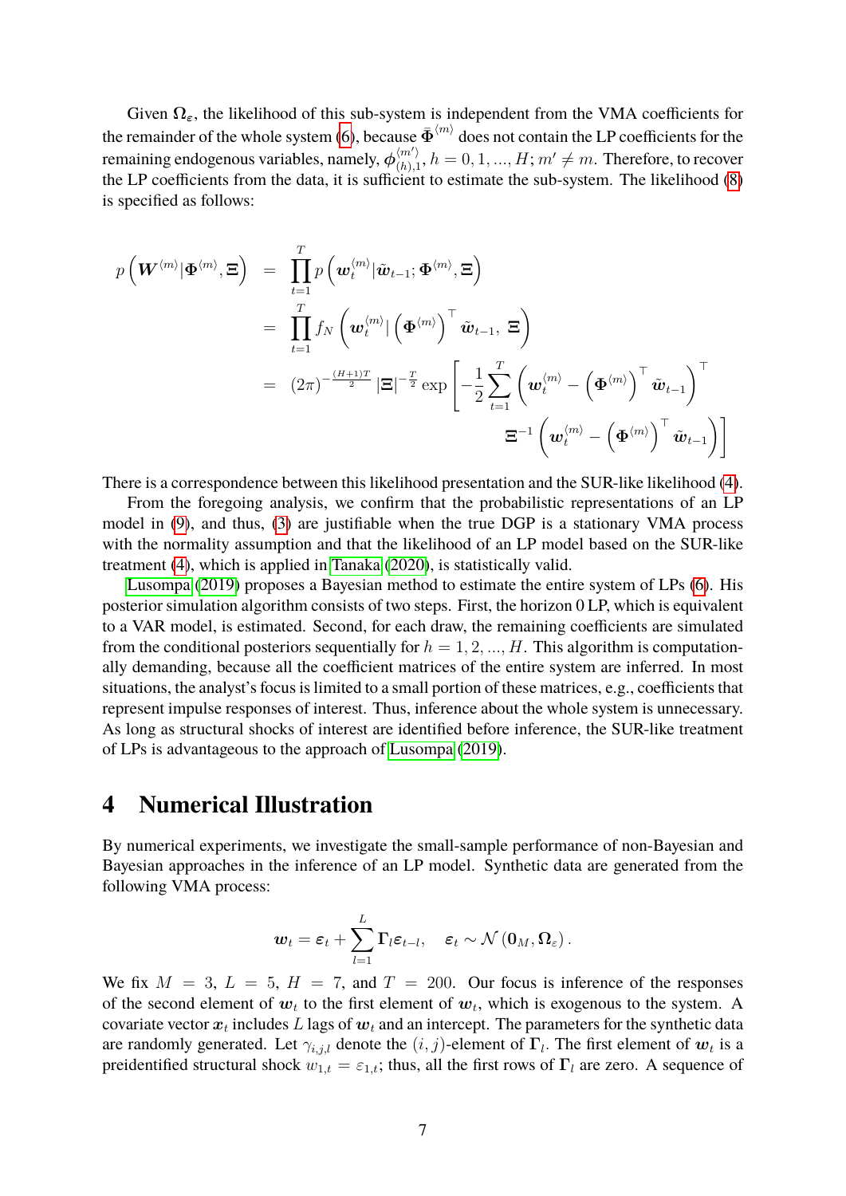Given $\boldsymbol{\Omega}_{\varepsilon}$, the likelihood of this sub-system is independent from the VMA coefficients for the remainder of the whole system (6), because $\bar{\boldsymbol{\Phi}}^{\langle m \rangle}$ does not contain the LP coefficients for the remaining endogenous variables, namely, $\boldsymbol{\phi}_{(h),1}^{\langle m' \rangle}, h = 0, 1, ..., H; m' \neq m$. Therefore, to recover the LP coefficients from the data, it is sufficient to estimate the sub-system. The likelihood (8) is specified as follows:

$$
\begin{aligned}
p\left(\boldsymbol{W}^{\langle m \rangle} | \boldsymbol{\Phi}^{\langle m \rangle}, \boldsymbol{\Xi}\right) &= \prod_{t=1}^{T} p\left(\boldsymbol{w}_t^{\langle m \rangle} | \tilde{\boldsymbol{w}}_{t-1}; \boldsymbol{\Phi}^{\langle m \rangle}, \boldsymbol{\Xi}\right) \\
&= \prod_{t=1}^{T} f_N\left(\boldsymbol{w}_t^{\langle m \rangle} | \left(\boldsymbol{\Phi}^{\langle m \rangle}\right)^{\top} \tilde{\boldsymbol{w}}_{t-1},\ \boldsymbol{\Xi}\right) \\
&= (2\pi)^{-\frac{(H+1)T}{2}} |\boldsymbol{\Xi}|^{-\frac{T}{2}} \exp\left[-\frac{1}{2}\sum_{t=1}^{T}\left(\boldsymbol{w}_t^{\langle m \rangle} - \left(\boldsymbol{\Phi}^{\langle m \rangle}\right)^{\top} \tilde{\boldsymbol{w}}_{t-1}\right)^{\top} \right. \\
&\qquad \left. \boldsymbol{\Xi}^{-1}\left(\boldsymbol{w}_t^{\langle m \rangle} - \left(\boldsymbol{\Phi}^{\langle m \rangle}\right)^{\top} \tilde{\boldsymbol{w}}_{t-1}\right)\right]
\end{aligned}
$$

There is a correspondence between this likelihood presentation and the SUR-like likelihood (4).

From the foregoing analysis, we confirm that the probabilistic representations of an LP model in (9), and thus, (3) are justifiable when the true DGP is a stationary VMA process with the normality assumption and that the likelihood of an LP model based on the SUR-like treatment (4), which is applied in Tanaka (2020), is statistically valid.

Lusompa (2019) proposes a Bayesian method to estimate the entire system of LPs (6). His posterior simulation algorithm consists of two steps. First, the horizon 0 LP, which is equivalent to a VAR model, is estimated. Second, for each draw, the remaining coefficients are simulated from the conditional posteriors sequentially for $h = 1, 2, ..., H$. This algorithm is computationally demanding, because all the coefficient matrices of the entire system are inferred. In most situations, the analyst's focus is limited to a small portion of these matrices, e.g., coefficients that represent impulse responses of interest. Thus, inference about the whole system is unnecessary. As long as structural shocks of interest are identified before inference, the SUR-like treatment of LPs is advantageous to the approach of Lusompa (2019).

# 4 Numerical Illustration

By numerical experiments, we investigate the small-sample performance of non-Bayesian and Bayesian approaches in the inference of an LP model. Synthetic data are generated from the following VMA process:

$$
\boldsymbol{w}_t = \boldsymbol{\varepsilon}_t + \sum_{l=1}^{L} \boldsymbol{\Gamma}_l \boldsymbol{\varepsilon}_{t-l}, \quad \boldsymbol{\varepsilon}_t \sim \mathcal{N}\left(\boldsymbol{0}_M, \boldsymbol{\Omega}_{\varepsilon}\right).
$$

We fix $M = 3$, $L = 5$, $H = 7$, and $T = 200$. Our focus is inference of the responses of the second element of $\boldsymbol{w}_t$ to the first element of $\boldsymbol{w}_t$, which is exogenous to the system. A covariate vector $\boldsymbol{x}_t$ includes $L$ lags of $\boldsymbol{w}_t$ and an intercept. The parameters for the synthetic data are randomly generated. Let $\gamma_{i,j,l}$ denote the $(i, j)$-element of $\boldsymbol{\Gamma}_l$. The first element of $\boldsymbol{w}_t$ is a preidentified structural shock $w_{1,t} = \varepsilon_{1,t}$; thus, all the first rows of $\boldsymbol{\Gamma}_l$ are zero. A sequence of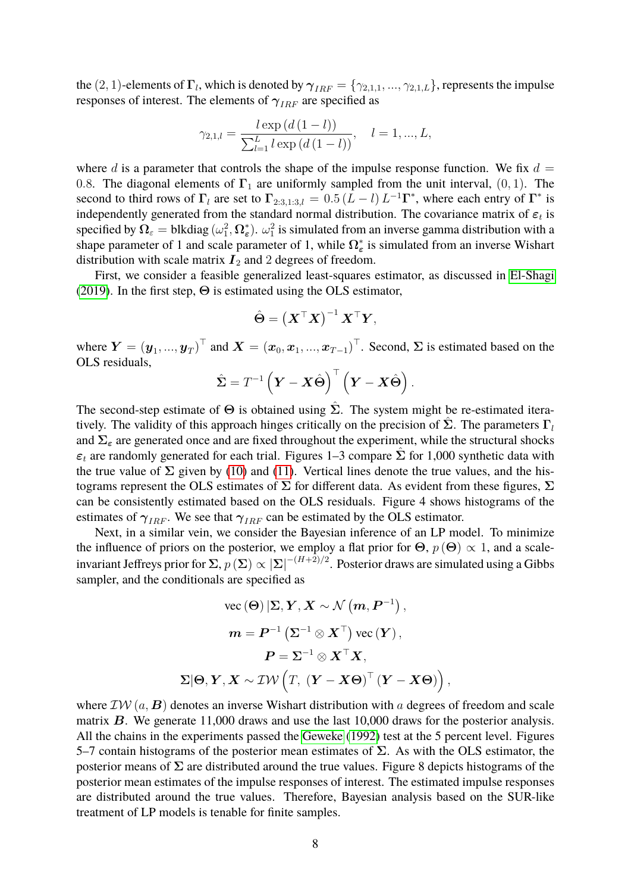the $(2,1)$-elements of $\mathbf{\Gamma}_l$, which is denoted by $\boldsymbol{\gamma}_{IRF} = \{\gamma_{2,1,1}, ..., \gamma_{2,1,L}\}$, represents the impulse responses of interest. The elements of $\boldsymbol{\gamma}_{IRF}$ are specified as

$$\gamma_{2,1,l} = \frac{l \exp\left(d\left(1-l\right)\right)}{\sum_{l=1}^{L} l \exp\left(d\left(1-l\right)\right)}, \quad l = 1, ..., L,$$

where $d$ is a parameter that controls the shape of the impulse response function. We fix $d = 0.8$. The diagonal elements of $\mathbf{\Gamma}_1$ are uniformly sampled from the unit interval, $(0,1)$. The second to third rows of $\mathbf{\Gamma}_l$ are set to $\mathbf{\Gamma}_{2:3,1:3,l} = 0.5\left(L-l\right)L^{-1}\mathbf{\Gamma}^*$, where each entry of $\mathbf{\Gamma}^*$ is independently generated from the standard normal distribution. The covariance matrix of $\boldsymbol{\varepsilon}_t$ is specified by $\mathbf{\Omega}_\varepsilon = \text{blkdiag}\left(\omega_1^2, \mathbf{\Omega}_{\boldsymbol{\varepsilon}}^*\right)$. $\omega_1^2$ is simulated from an inverse gamma distribution with a shape parameter of 1 and scale parameter of 1, while $\mathbf{\Omega}_{\boldsymbol{\varepsilon}}^*$ is simulated from an inverse Wishart distribution with scale matrix $\boldsymbol{I}_2$ and 2 degrees of freedom.

First, we consider a feasible generalized least-squares estimator, as discussed in El-Shagi (2019). In the first step, $\mathbf{\Theta}$ is estimated using the OLS estimator,

$$\hat{\mathbf{\Theta}} = \left(\boldsymbol{X}^\top \boldsymbol{X}\right)^{-1} \boldsymbol{X}^\top \boldsymbol{Y},$$

where $\boldsymbol{Y} = \left(\boldsymbol{y}_1, ..., \boldsymbol{y}_T\right)^\top$ and $\boldsymbol{X} = \left(\boldsymbol{x}_0, \boldsymbol{x}_1, ..., \boldsymbol{x}_{T-1}\right)^\top$. Second, $\mathbf{\Sigma}$ is estimated based on the OLS residuals,

$$\hat{\mathbf{\Sigma}} = T^{-1}\left(\boldsymbol{Y} - \boldsymbol{X}\hat{\mathbf{\Theta}}\right)^\top \left(\boldsymbol{Y} - \boldsymbol{X}\hat{\mathbf{\Theta}}\right).$$

The second-step estimate of $\mathbf{\Theta}$ is obtained using $\hat{\mathbf{\Sigma}}$. The system might be re-estimated iteratively. The validity of this approach hinges critically on the precision of $\hat{\mathbf{\Sigma}}$. The parameters $\mathbf{\Gamma}_l$ and $\mathbf{\Sigma}_{\boldsymbol{\varepsilon}}$ are generated once and are fixed throughout the experiment, while the structural shocks $\boldsymbol{\varepsilon}_t$ are randomly generated for each trial. Figures 1–3 compare $\hat{\mathbf{\Sigma}}$ for 1,000 synthetic data with the true value of $\mathbf{\Sigma}$ given by (10) and (11). Vertical lines denote the true values, and the histograms represent the OLS estimates of $\mathbf{\Sigma}$ for different data. As evident from these figures, $\mathbf{\Sigma}$ can be consistently estimated based on the OLS residuals. Figure 4 shows histograms of the estimates of $\boldsymbol{\gamma}_{IRF}$. We see that $\boldsymbol{\gamma}_{IRF}$ can be estimated by the OLS estimator.

Next, in a similar vein, we consider the Bayesian inference of an LP model. To minimize the influence of priors on the posterior, we employ a flat prior for $\mathbf{\Theta}$, $p\left(\mathbf{\Theta}\right) \propto 1$, and a scale-invariant Jeffreys prior for $\mathbf{\Sigma}$, $p\left(\mathbf{\Sigma}\right) \propto \left|\mathbf{\Sigma}\right|^{-(H+2)/2}$. Posterior draws are simulated using a Gibbs sampler, and the conditionals are specified as

$$\text{vec}\left(\mathbf{\Theta}\right)|\mathbf{\Sigma}, \boldsymbol{Y}, \boldsymbol{X} \sim \mathcal{N}\left(\boldsymbol{m}, \boldsymbol{P}^{-1}\right),$$

$$\boldsymbol{m} = \boldsymbol{P}^{-1}\left(\mathbf{\Sigma}^{-1} \otimes \boldsymbol{X}^\top\right)\text{vec}\left(\boldsymbol{Y}\right),$$

$$\boldsymbol{P} = \mathbf{\Sigma}^{-1} \otimes \boldsymbol{X}^\top \boldsymbol{X},$$

$$\mathbf{\Sigma}|\mathbf{\Theta}, \boldsymbol{Y}, \boldsymbol{X} \sim \mathcal{IW}\left(T,\ \left(\boldsymbol{Y} - \boldsymbol{X}\mathbf{\Theta}\right)^\top \left(\boldsymbol{Y} - \boldsymbol{X}\mathbf{\Theta}\right)\right),$$

where $\mathcal{IW}\left(a, \boldsymbol{B}\right)$ denotes an inverse Wishart distribution with $a$ degrees of freedom and scale matrix $\boldsymbol{B}$. We generate 11,000 draws and use the last 10,000 draws for the posterior analysis. All the chains in the experiments passed the Geweke (1992) test at the 5 percent level. Figures 5–7 contain histograms of the posterior mean estimates of $\mathbf{\Sigma}$. As with the OLS estimator, the posterior means of $\mathbf{\Sigma}$ are distributed around the true values. Figure 8 depicts histograms of the posterior mean estimates of the impulse responses of interest. The estimated impulse responses are distributed around the true values. Therefore, Bayesian analysis based on the SUR-like treatment of LP models is tenable for finite samples.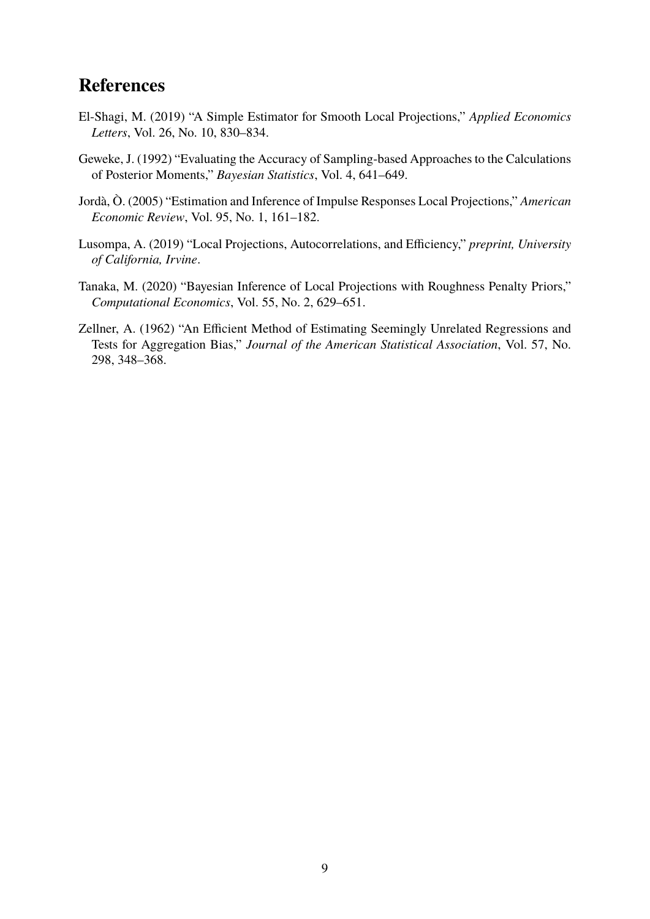## References

El-Shagi, M. (2019) "A Simple Estimator for Smooth Local Projections," *Applied Economics Letters*, Vol. 26, No. 10, 830–834.

Geweke, J. (1992) "Evaluating the Accuracy of Sampling-based Approaches to the Calculations of Posterior Moments," *Bayesian Statistics*, Vol. 4, 641–649.

Jordà, Ò. (2005) "Estimation and Inference of Impulse Responses Local Projections," *American Economic Review*, Vol. 95, No. 1, 161–182.

Lusompa, A. (2019) "Local Projections, Autocorrelations, and Efficiency," *preprint, University of California, Irvine*.

Tanaka, M. (2020) "Bayesian Inference of Local Projections with Roughness Penalty Priors," *Computational Economics*, Vol. 55, No. 2, 629–651.

Zellner, A. (1962) "An Efficient Method of Estimating Seemingly Unrelated Regressions and Tests for Aggregation Bias," *Journal of the American Statistical Association*, Vol. 57, No. 298, 348–368.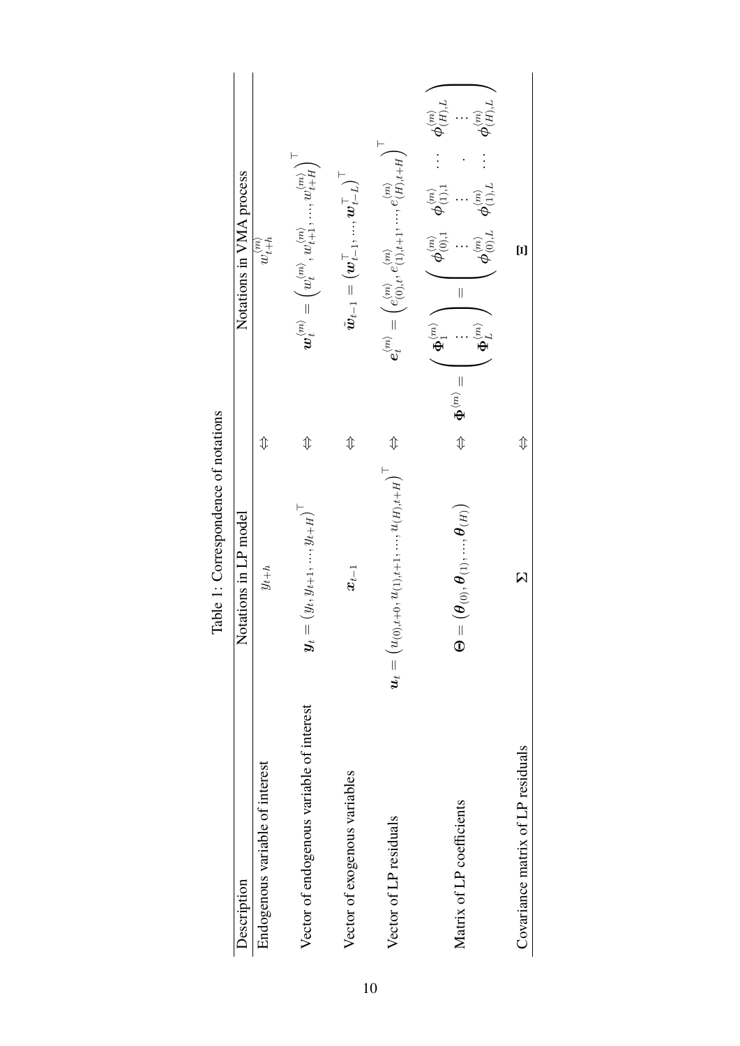Table 1: Correspondence of notations

| Description | Notations in LP model | | Notations in VMA process |
|---|---|---|---|
| Endogenous variable of interest | $y_{t+h}$ | $\Leftrightarrow$ | $w^{\langle m \rangle}_{t+h}$ |
| Vector of endogenous variable of interest | $\boldsymbol{y}_t = (y_t, y_{t+1}, ..., y_{t+H})^\top$ | $\Leftrightarrow$ | $\boldsymbol{w}^{\langle m \rangle}_t = \left(w^{\langle m \rangle}_t, w^{\langle m \rangle}_{t+1}, ..., w^{\langle m \rangle}_{t+H}\right)^\top$ |
| Vector of exogenous variables | $\boldsymbol{x}_{t-1}$ | $\Leftrightarrow$ | $\tilde{\boldsymbol{w}}_{t-1} = \left(\boldsymbol{w}^\top_{t-1}, ..., \boldsymbol{w}^\top_{t-L}\right)^\top$ |
| Vector of LP residuals | $\boldsymbol{u}_t = \left(u_{(0),t+0}, u_{(1),t+1}, ..., u_{(H),t+H}\right)^\top$ | $\Leftrightarrow$ | $\boldsymbol{e}^{\langle m \rangle}_t = \left(e^{\langle m \rangle}_{(0),t}, e^{\langle m \rangle}_{(1),t+1}, ..., e^{\langle m \rangle}_{(H),t+H}\right)^\top$ |
| Matrix of LP coefficients | $\boldsymbol{\Theta} = \left(\boldsymbol{\theta}_{(0)}, \boldsymbol{\theta}_{(1)}, ..., \boldsymbol{\theta}_{(H)}\right)$ | $\Leftrightarrow$ | $\boldsymbol{\Phi}^{\langle m \rangle} = \begin{pmatrix} \boldsymbol{\Phi}^{\langle m \rangle}_1 \\ \vdots \\ \boldsymbol{\Phi}^{\langle m \rangle}_L \end{pmatrix} = \begin{pmatrix} \boldsymbol{\phi}^{\langle m \rangle}_{(0),1} & \boldsymbol{\phi}^{\langle m \rangle}_{(1),1} & \cdots & \boldsymbol{\phi}^{\langle m \rangle}_{(H),L} \\ \vdots & \vdots & \ddots & \vdots \\ \boldsymbol{\phi}^{\langle m \rangle}_{(0),L} & \boldsymbol{\phi}^{\langle m \rangle}_{(1),L} & \cdots & \boldsymbol{\phi}^{\langle m \rangle}_{(H),L} \end{pmatrix}$ |
| Covariance matrix of LP residuals | $\boldsymbol{\Sigma}$ | $\Leftrightarrow$ | $\boldsymbol{\Xi}$ |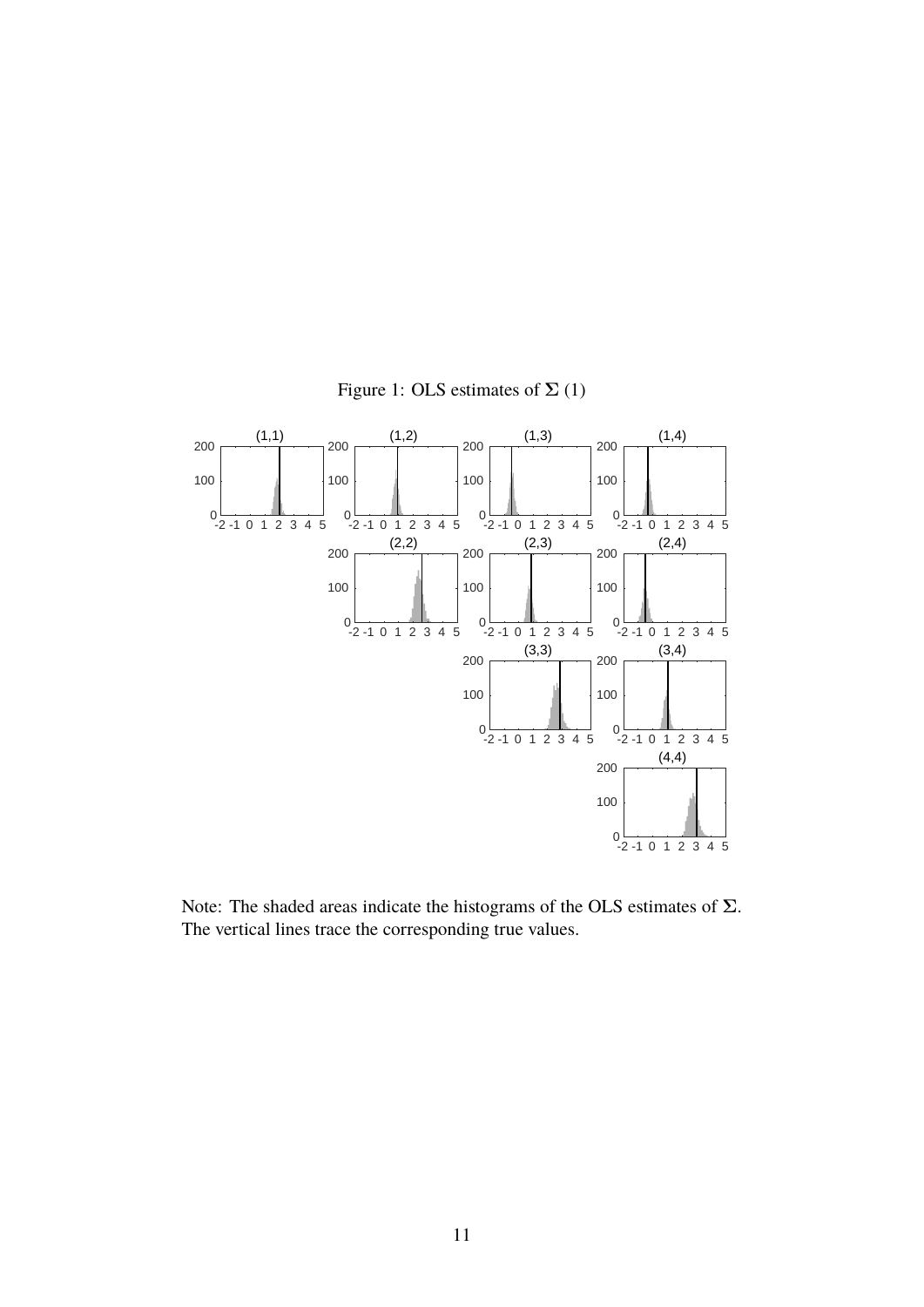Figure 1: OLS estimates of $\mathbf{\Sigma}$ (1)

Note: The shaded areas indicate the histograms of the OLS estimates of $\mathbf{\Sigma}$. The vertical lines trace the corresponding true values.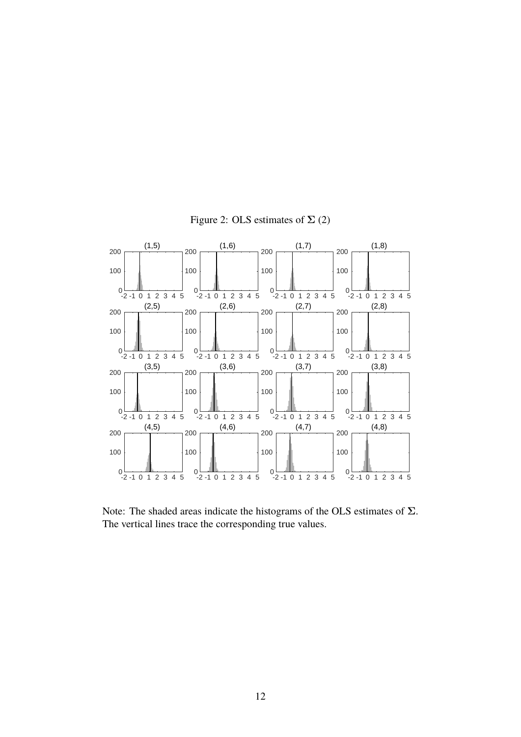Figure 2: OLS estimates of $\boldsymbol{\Sigma}$ (2)

Note: The shaded areas indicate the histograms of the OLS estimates of $\boldsymbol{\Sigma}$. The vertical lines trace the corresponding true values.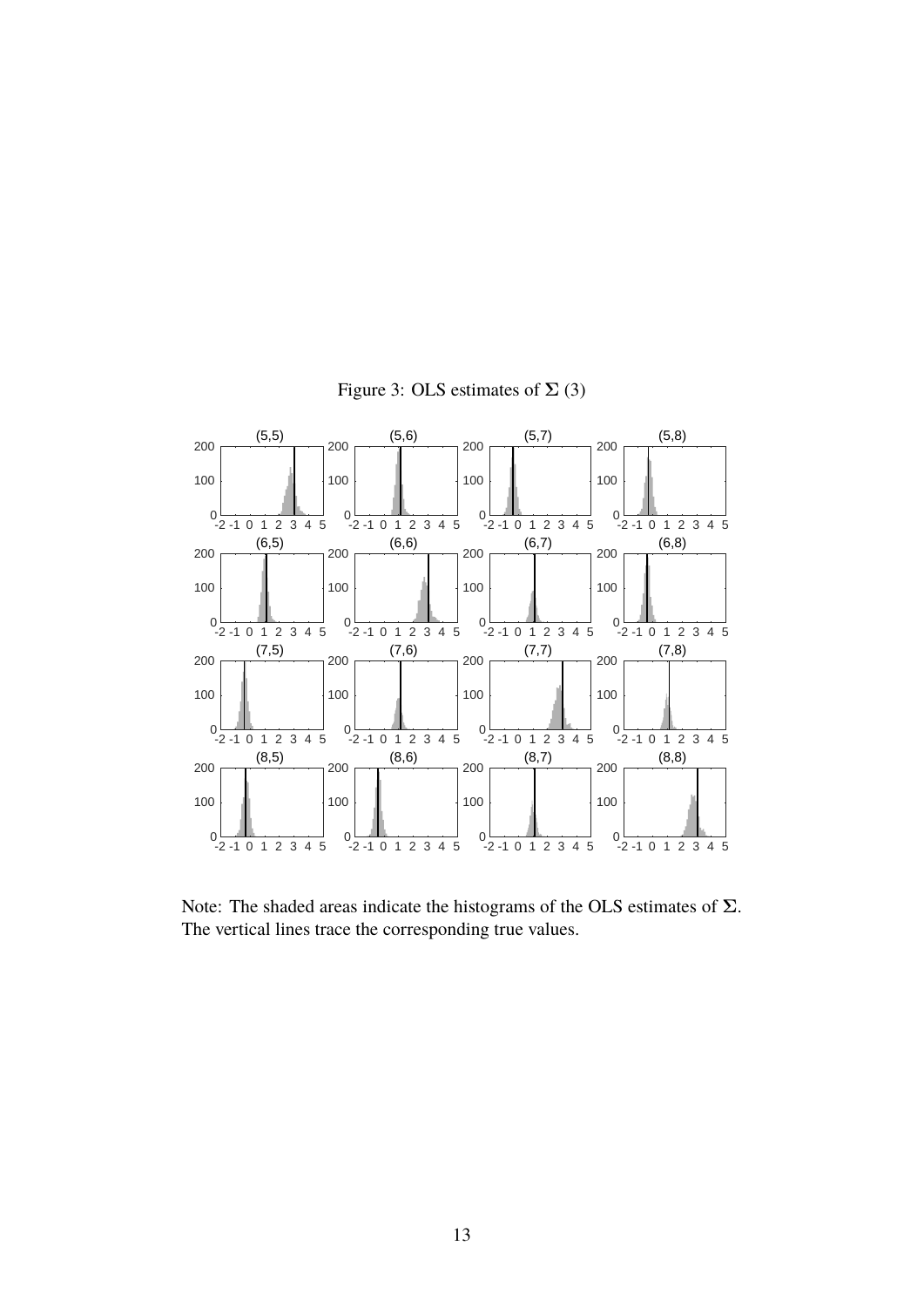Figure 3: OLS estimates of $\mathbf{\Sigma}$ (3)

Note: The shaded areas indicate the histograms of the OLS estimates of $\mathbf{\Sigma}$. The vertical lines trace the corresponding true values.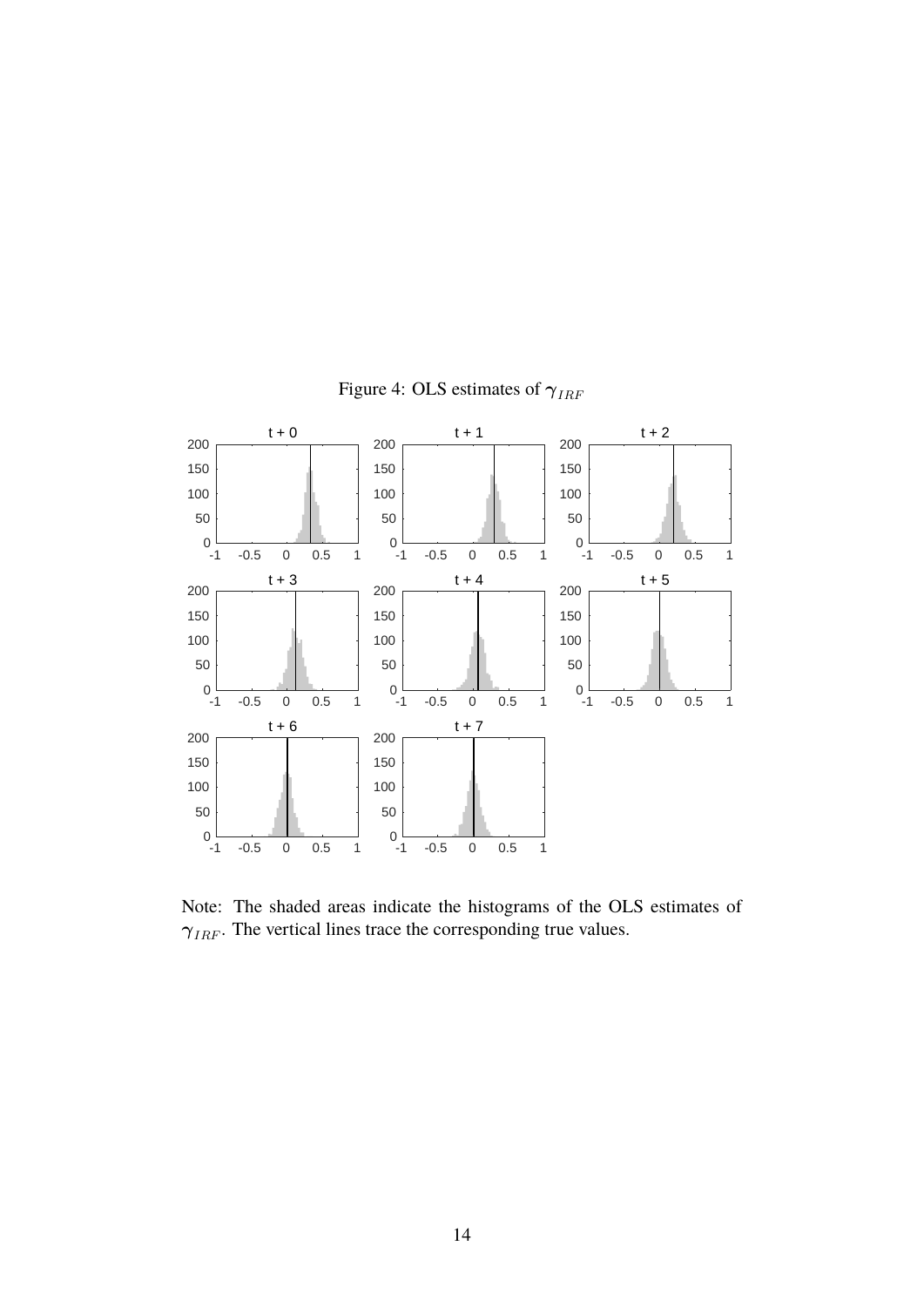Figure 4: OLS estimates of $\gamma_{IRF}$

Note: The shaded areas indicate the histograms of the OLS estimates of $\gamma_{IRF}$. The vertical lines trace the corresponding true values.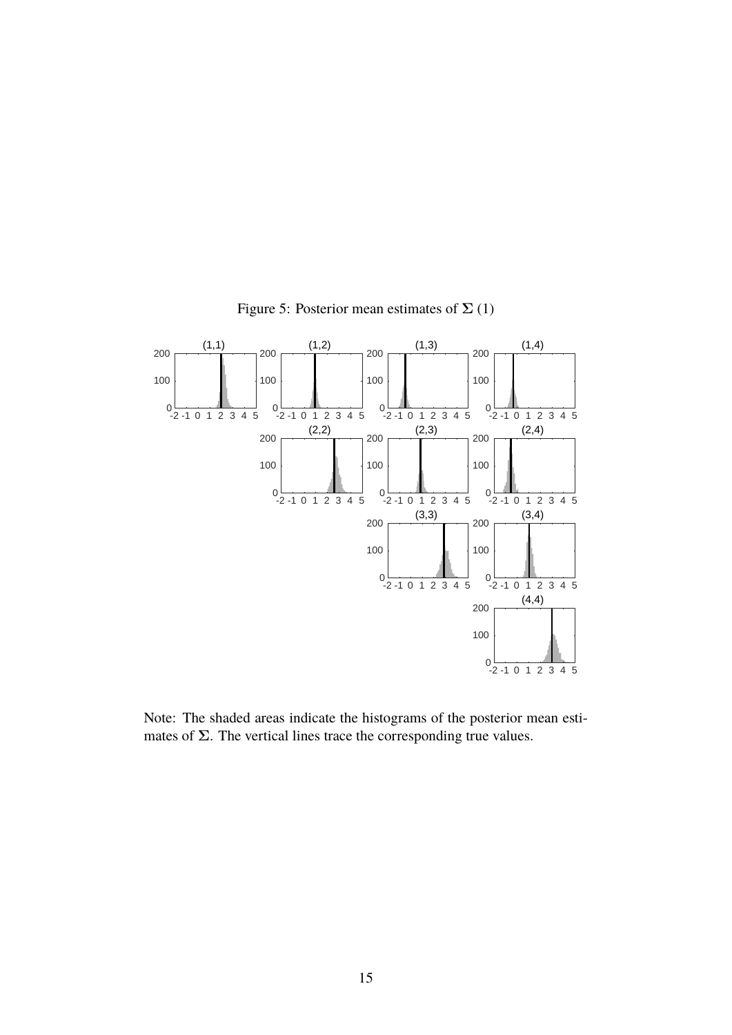Figure 5: Posterior mean estimates of $\mathbf{\Sigma}$ (1)

Note: The shaded areas indicate the histograms of the posterior mean estimates of $\mathbf{\Sigma}$. The vertical lines trace the corresponding true values.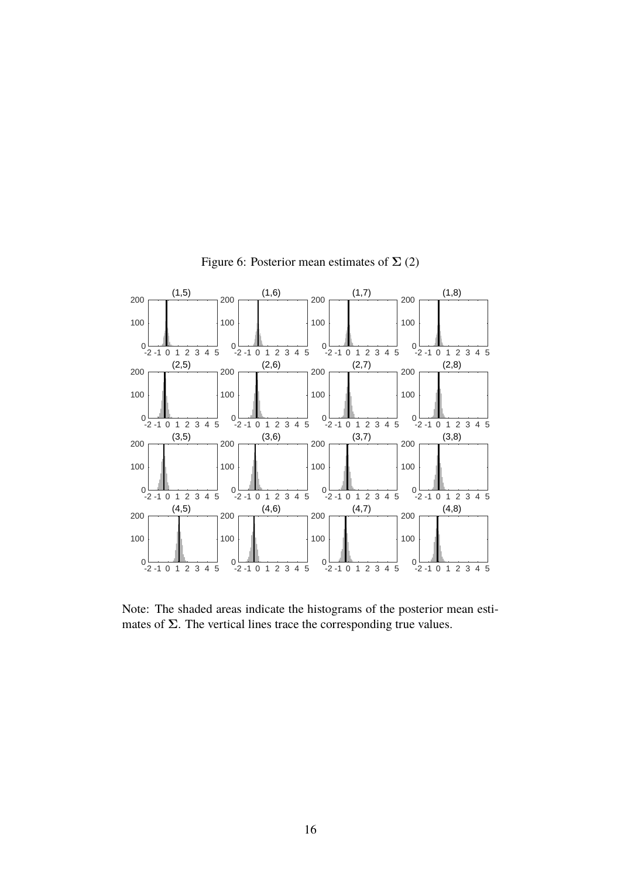Figure 6: Posterior mean estimates of $\boldsymbol{\Sigma}$ (2)

Note: The shaded areas indicate the histograms of the posterior mean estimates of $\boldsymbol{\Sigma}$. The vertical lines trace the corresponding true values.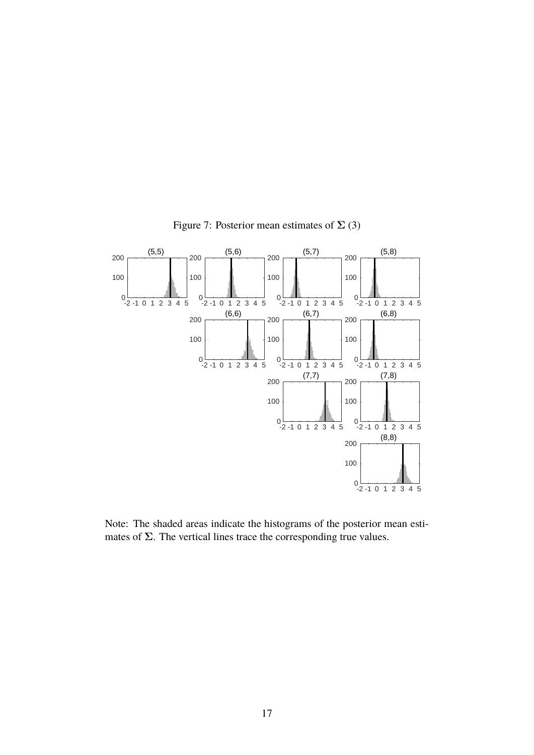Figure 7: Posterior mean estimates of $\mathbf{\Sigma}$ (3)

Note: The shaded areas indicate the histograms of the posterior mean estimates of $\mathbf{\Sigma}$. The vertical lines trace the corresponding true values.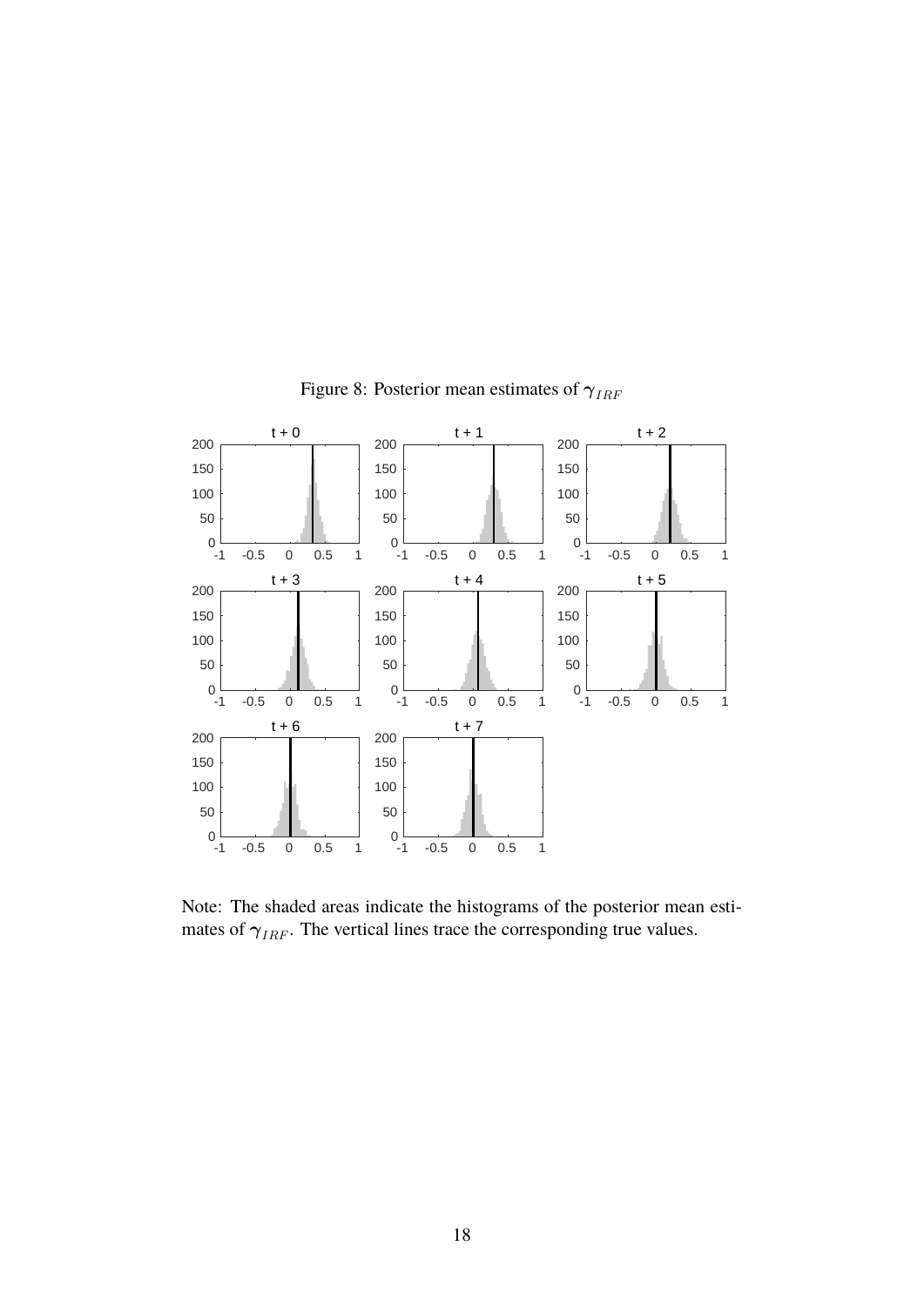Figure 8: Posterior mean estimates of $\gamma_{IRF}$

t + 0

t + 1

t + 2

t + 3

t + 4

t + 5

t + 6

t + 7

200

150

100

50

0

-1 -0.5 0 0.5 1

Note: The shaded areas indicate the histograms of the posterior mean estimates of $\gamma_{IRF}$. The vertical lines trace the corresponding true values.